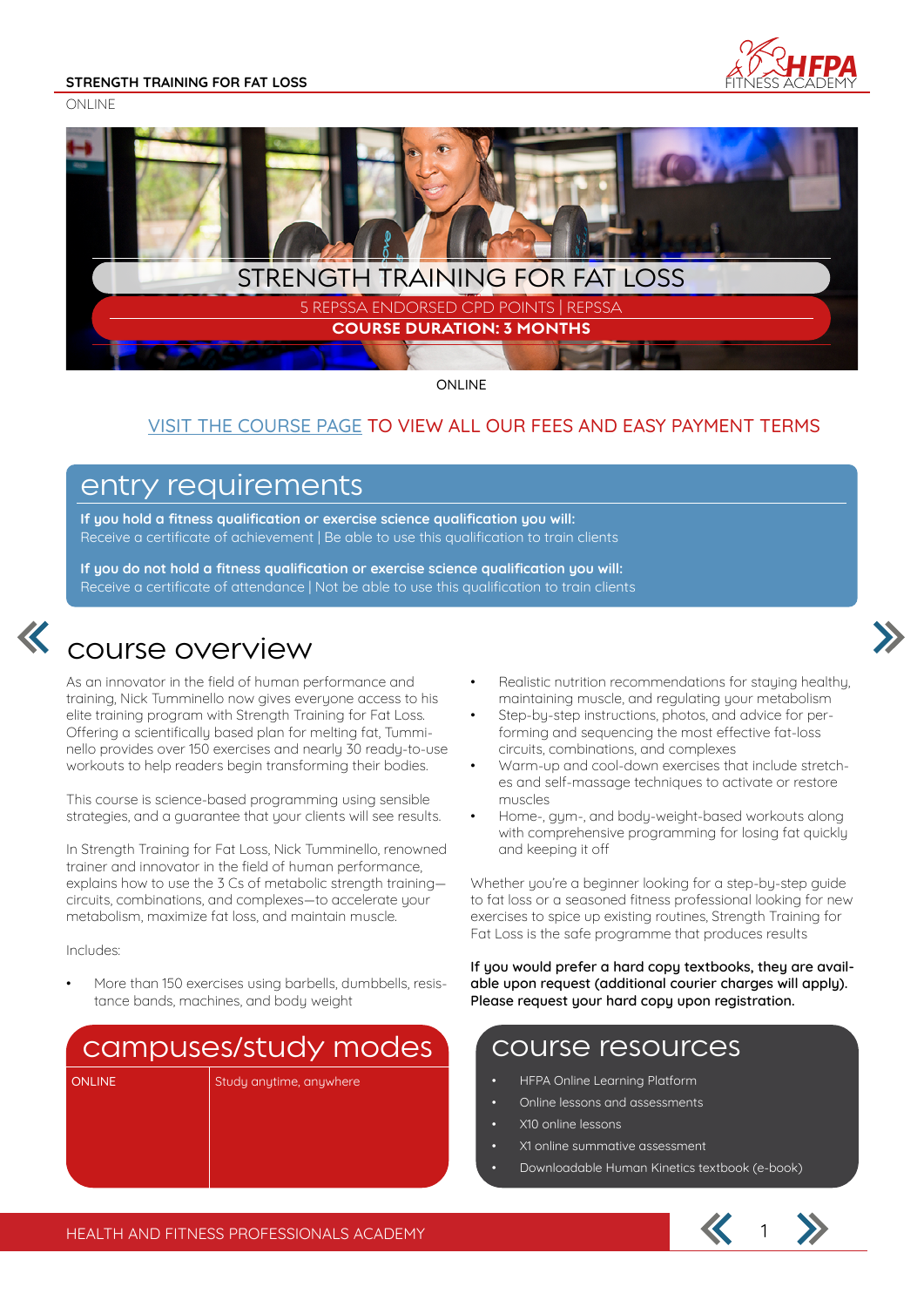STRENGTH TRAINING FOR FAT LOSS

ONLINE

# STRENGTH TRAINING FOR FAT LOSS

5 REPSSA ENDORSED CPD POINTS | REPSSA

**COURSE DURATION: 3 MONTHS**

ONLINE

VISIT THE COURSE PAGE TO VIEW ALL OUR FEES AND EASY PAYMENT TERMS

## entry requirements

**If you hold a fitness qualification or exercise science qualification you will:**
Receive a certificate of achievement | Be able to use this qualification to train clients

**If you do not hold a fitness qualification or exercise science qualification you will:**
Receive a certificate of attendance | Not be able to use this qualification to train clients

## course overview

As an innovator in the field of human performance and training, Nick Tumminello now gives everyone access to his elite training program with Strength Training for Fat Loss. Offering a scientifically based plan for melting fat, Tumminello provides over 150 exercises and nearly 30 ready-to-use workouts to help readers begin transforming their bodies.

This course is science-based programming using sensible strategies, and a guarantee that your clients will see results.

In Strength Training for Fat Loss, Nick Tumminello, renowned trainer and innovator in the field of human performance, explains how to use the 3 Cs of metabolic strength training—circuits, combinations, and complexes—to accelerate your metabolism, maximize fat loss, and maintain muscle.

Includes:

- More than 150 exercises using barbells, dumbbells, resistance bands, machines, and body weight
- Realistic nutrition recommendations for staying healthy, maintaining muscle, and regulating your metabolism
- Step-by-step instructions, photos, and advice for performing and sequencing the most effective fat-loss circuits, combinations, and complexes
- Warm-up and cool-down exercises that include stretches and self-massage techniques to activate or restore muscles
- Home-, gym-, and body-weight-based workouts along with comprehensive programming for losing fat quickly and keeping it off

Whether you're a beginner looking for a step-by-step guide to fat loss or a seasoned fitness professional looking for new exercises to spice up existing routines, Strength Training for Fat Loss is the safe programme that produces results

**If you would prefer a hard copy textbooks, they are available upon request (additional courier charges will apply). Please request your hard copy upon registration.**

## campuses/study modes

| ONLINE | Study anytime, anywhere |
|---|---|

## course resources

- HFPA Online Learning Platform
- Online lessons and assessments
- X10 online lessons
- X1 online summative assessment
- Downloadable Human Kinetics textbook (e-book)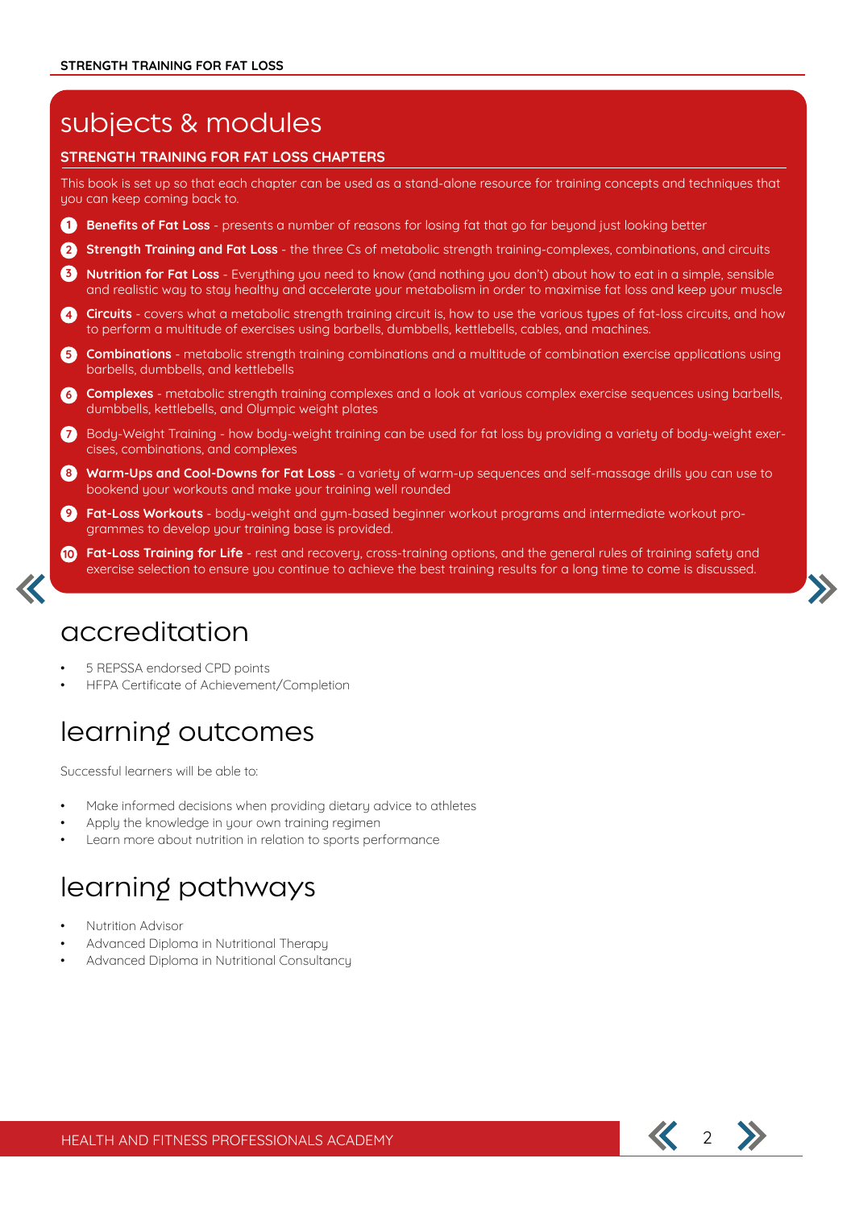## subjects & modules

### STRENGTH TRAINING FOR FAT LOSS CHAPTERS

This book is set up so that each chapter can be used as a stand-alone resource for training concepts and techniques that you can keep coming back to.

1. **Benefits of Fat Loss** - presents a number of reasons for losing fat that go far beyond just looking better
2. **Strength Training and Fat Loss** - the three Cs of metabolic strength training-complexes, combinations, and circuits
3. **Nutrition for Fat Loss** - Everything you need to know (and nothing you don't) about how to eat in a simple, sensible and realistic way to stay healthy and accelerate your metabolism in order to maximise fat loss and keep your muscle
4. **Circuits** - covers what a metabolic strength training circuit is, how to use the various types of fat-loss circuits, and how to perform a multitude of exercises using barbells, dumbbells, kettlebells, cables, and machines.
5. **Combinations** - metabolic strength training combinations and a multitude of combination exercise applications using barbells, dumbbells, and kettlebells
6. **Complexes** - metabolic strength training complexes and a look at various complex exercise sequences using barbells, dumbbells, kettlebells, and Olympic weight plates
7. Body-Weight Training - how body-weight training can be used for fat loss by providing a variety of body-weight exercises, combinations, and complexes
8. **Warm-Ups and Cool-Downs for Fat Loss** - a variety of warm-up sequences and self-massage drills you can use to bookend your workouts and make your training well rounded
9. **Fat-Loss Workouts** - body-weight and gym-based beginner workout programs and intermediate workout programmes to develop your training base is provided.
10. **Fat-Loss Training for Life** - rest and recovery, cross-training options, and the general rules of training safety and exercise selection to ensure you continue to achieve the best training results for a long time to come is discussed.

## accreditation

- 5 REPSSA endorsed CPD points
- HFPA Certificate of Achievement/Completion

## learning outcomes

Successful learners will be able to:

- Make informed decisions when providing dietary advice to athletes
- Apply the knowledge in your own training regimen
- Learn more about nutrition in relation to sports performance

## learning pathways

- Nutrition Advisor
- Advanced Diploma in Nutritional Therapy
- Advanced Diploma in Nutritional Consultancy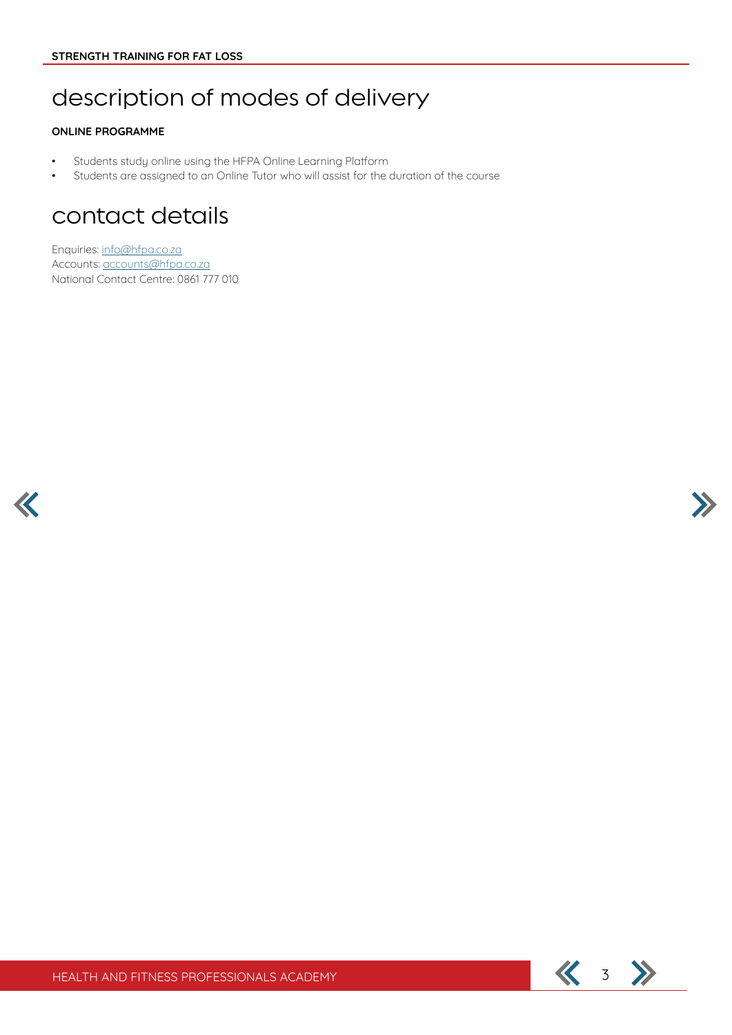## description of modes of delivery

**ONLINE PROGRAMME**

- Students study online using the HFPA Online Learning Platform
- Students are assigned to an Online Tutor who will assist for the duration of the course

## contact details

Enquiries: info@hfpa.co.za
Accounts: accounts@hfpa.co.za
National Contact Centre: 0861 777 010